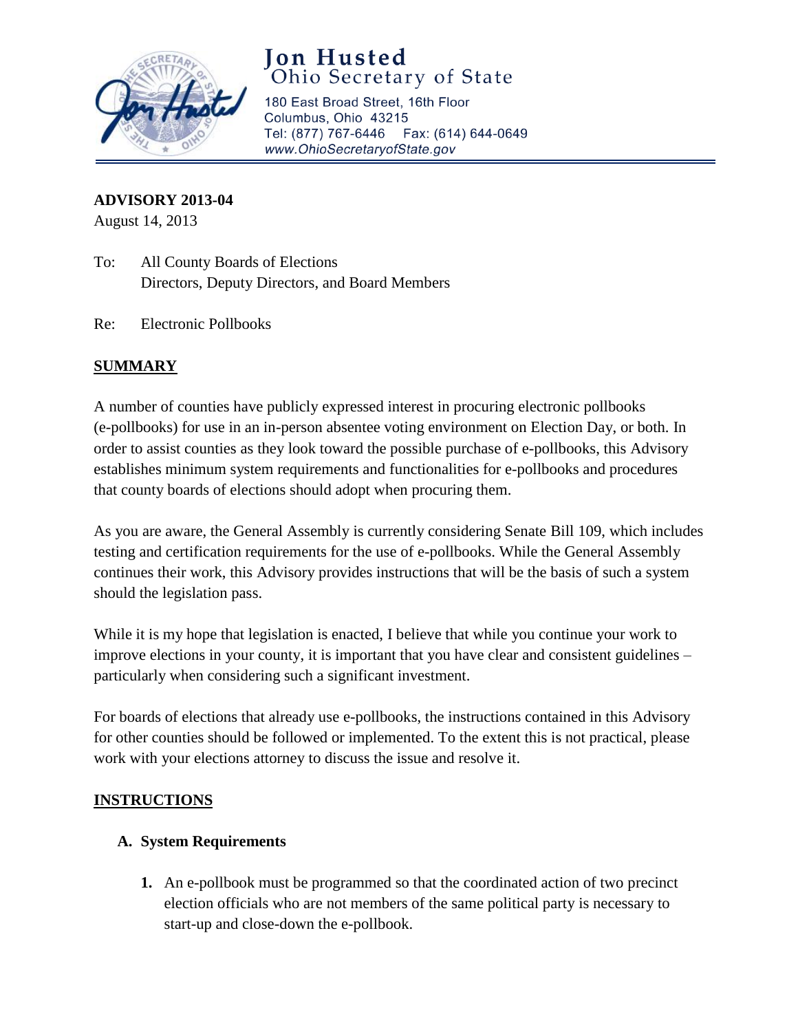# Jon Husted
Ohio Secretary of State

180 East Broad Street, 16th Floor
Columbus, Ohio 43215
Tel: (877) 767-6446 Fax: (614) 644-0649
*www.OhioSecretaryofState.gov*

**ADVISORY 2013-04**
August 14, 2013

To: All County Boards of Elections
Directors, Deputy Directors, and Board Members

Re: Electronic Pollbooks

## SUMMARY

A number of counties have publicly expressed interest in procuring electronic pollbooks (e-pollbooks) for use in an in-person absentee voting environment on Election Day, or both. In order to assist counties as they look toward the possible purchase of e-pollbooks, this Advisory establishes minimum system requirements and functionalities for e-pollbooks and procedures that county boards of elections should adopt when procuring them.

As you are aware, the General Assembly is currently considering Senate Bill 109, which includes testing and certification requirements for the use of e-pollbooks. While the General Assembly continues their work, this Advisory provides instructions that will be the basis of such a system should the legislation pass.

While it is my hope that legislation is enacted, I believe that while you continue your work to improve elections in your county, it is important that you have clear and consistent guidelines – particularly when considering such a significant investment.

For boards of elections that already use e-pollbooks, the instructions contained in this Advisory for other counties should be followed or implemented. To the extent this is not practical, please work with your elections attorney to discuss the issue and resolve it.

## INSTRUCTIONS

### A. System Requirements

1. An e-pollbook must be programmed so that the coordinated action of two precinct election officials who are not members of the same political party is necessary to start-up and close-down the e-pollbook.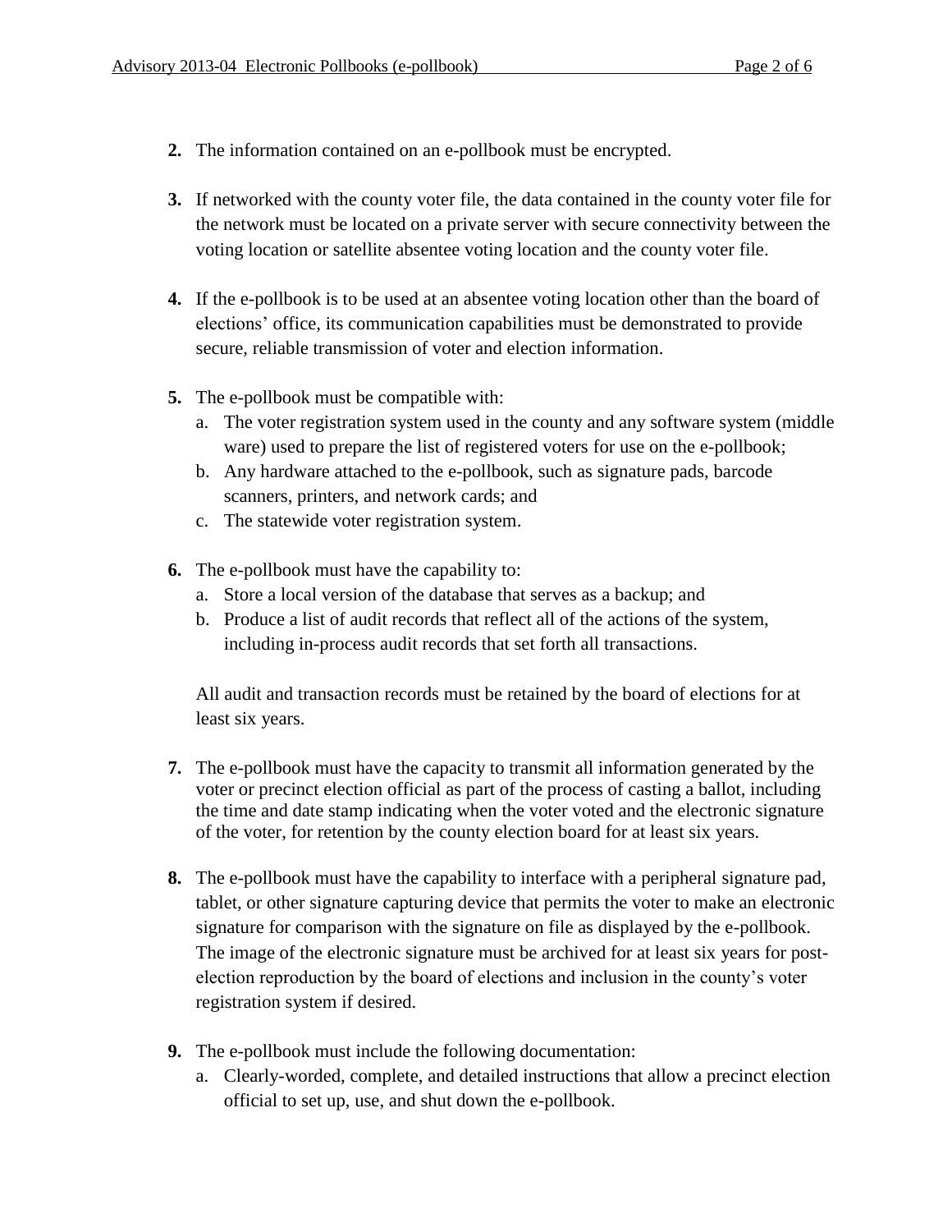2. The information contained on an e-pollbook must be encrypted.

3. If networked with the county voter file, the data contained in the county voter file for the network must be located on a private server with secure connectivity between the voting location or satellite absentee voting location and the county voter file.

4. If the e-pollbook is to be used at an absentee voting location other than the board of elections' office, its communication capabilities must be demonstrated to provide secure, reliable transmission of voter and election information.

5. The e-pollbook must be compatible with:
   a. The voter registration system used in the county and any software system (middle ware) used to prepare the list of registered voters for use on the e-pollbook;
   b. Any hardware attached to the e-pollbook, such as signature pads, barcode scanners, printers, and network cards; and
   c. The statewide voter registration system.

6. The e-pollbook must have the capability to:
   a. Store a local version of the database that serves as a backup; and
   b. Produce a list of audit records that reflect all of the actions of the system, including in-process audit records that set forth all transactions.

   All audit and transaction records must be retained by the board of elections for at least six years.

7. The e-pollbook must have the capacity to transmit all information generated by the voter or precinct election official as part of the process of casting a ballot, including the time and date stamp indicating when the voter voted and the electronic signature of the voter, for retention by the county election board for at least six years.

8. The e-pollbook must have the capability to interface with a peripheral signature pad, tablet, or other signature capturing device that permits the voter to make an electronic signature for comparison with the signature on file as displayed by the e-pollbook. The image of the electronic signature must be archived for at least six years for post-election reproduction by the board of elections and inclusion in the county's voter registration system if desired.

9. The e-pollbook must include the following documentation:
   a. Clearly-worded, complete, and detailed instructions that allow a precinct election official to set up, use, and shut down the e-pollbook.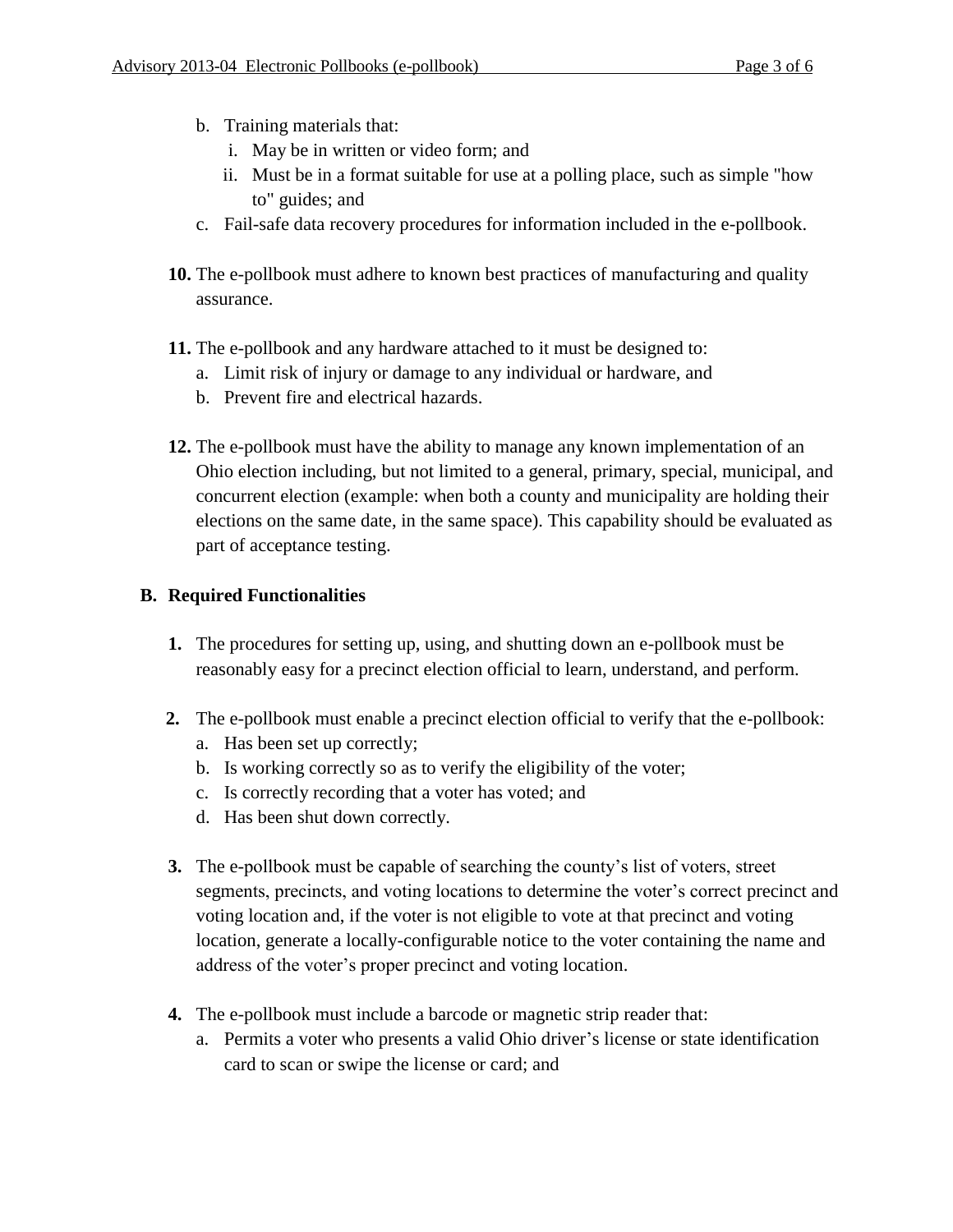b. Training materials that:
      i. May be in written or video form; and
      ii. Must be in a format suitable for use at a polling place, such as simple "how to" guides; and
   c. Fail-safe data recovery procedures for information included in the e-pollbook.

**10.** The e-pollbook must adhere to known best practices of manufacturing and quality assurance.

**11.** The e-pollbook and any hardware attached to it must be designed to:
   a. Limit risk of injury or damage to any individual or hardware, and
   b. Prevent fire and electrical hazards.

**12.** The e-pollbook must have the ability to manage any known implementation of an Ohio election including, but not limited to a general, primary, special, municipal, and concurrent election (example: when both a county and municipality are holding their elections on the same date, in the same space). This capability should be evaluated as part of acceptance testing.

## B. Required Functionalities

**1.** The procedures for setting up, using, and shutting down an e-pollbook must be reasonably easy for a precinct election official to learn, understand, and perform.

**2.** The e-pollbook must enable a precinct election official to verify that the e-pollbook:
   a. Has been set up correctly;
   b. Is working correctly so as to verify the eligibility of the voter;
   c. Is correctly recording that a voter has voted; and
   d. Has been shut down correctly.

**3.** The e-pollbook must be capable of searching the county's list of voters, street segments, precincts, and voting locations to determine the voter's correct precinct and voting location and, if the voter is not eligible to vote at that precinct and voting location, generate a locally-configurable notice to the voter containing the name and address of the voter's proper precinct and voting location.

**4.** The e-pollbook must include a barcode or magnetic strip reader that:
   a. Permits a voter who presents a valid Ohio driver's license or state identification card to scan or swipe the license or card; and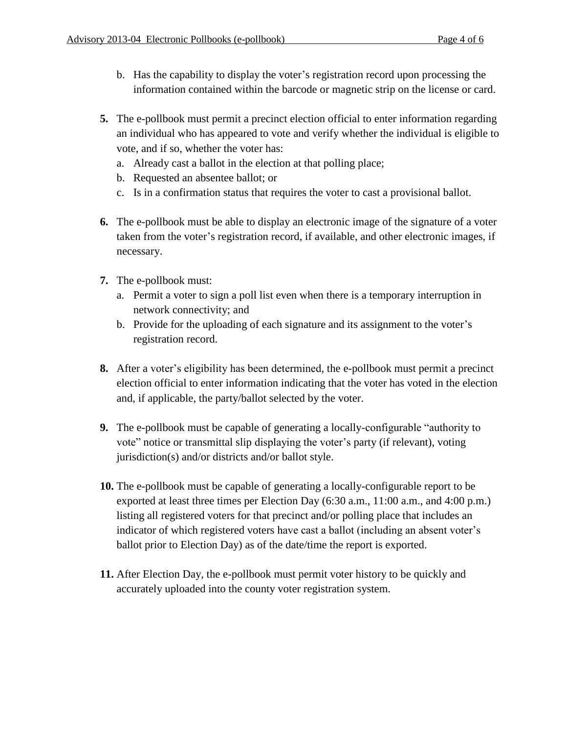b. Has the capability to display the voter's registration record upon processing the information contained within the barcode or magnetic strip on the license or card.

**5.** The e-pollbook must permit a precinct election official to enter information regarding an individual who has appeared to vote and verify whether the individual is eligible to vote, and if so, whether the voter has:

a. Already cast a ballot in the election at that polling place;
b. Requested an absentee ballot; or
c. Is in a confirmation status that requires the voter to cast a provisional ballot.

**6.** The e-pollbook must be able to display an electronic image of the signature of a voter taken from the voter's registration record, if available, and other electronic images, if necessary.

**7.** The e-pollbook must:

a. Permit a voter to sign a poll list even when there is a temporary interruption in network connectivity; and
b. Provide for the uploading of each signature and its assignment to the voter's registration record.

**8.** After a voter's eligibility has been determined, the e-pollbook must permit a precinct election official to enter information indicating that the voter has voted in the election and, if applicable, the party/ballot selected by the voter.

**9.** The e-pollbook must be capable of generating a locally-configurable "authority to vote" notice or transmittal slip displaying the voter's party (if relevant), voting jurisdiction(s) and/or districts and/or ballot style.

**10.** The e-pollbook must be capable of generating a locally-configurable report to be exported at least three times per Election Day (6:30 a.m., 11:00 a.m., and 4:00 p.m.) listing all registered voters for that precinct and/or polling place that includes an indicator of which registered voters have cast a ballot (including an absent voter's ballot prior to Election Day) as of the date/time the report is exported.

**11.** After Election Day, the e-pollbook must permit voter history to be quickly and accurately uploaded into the county voter registration system.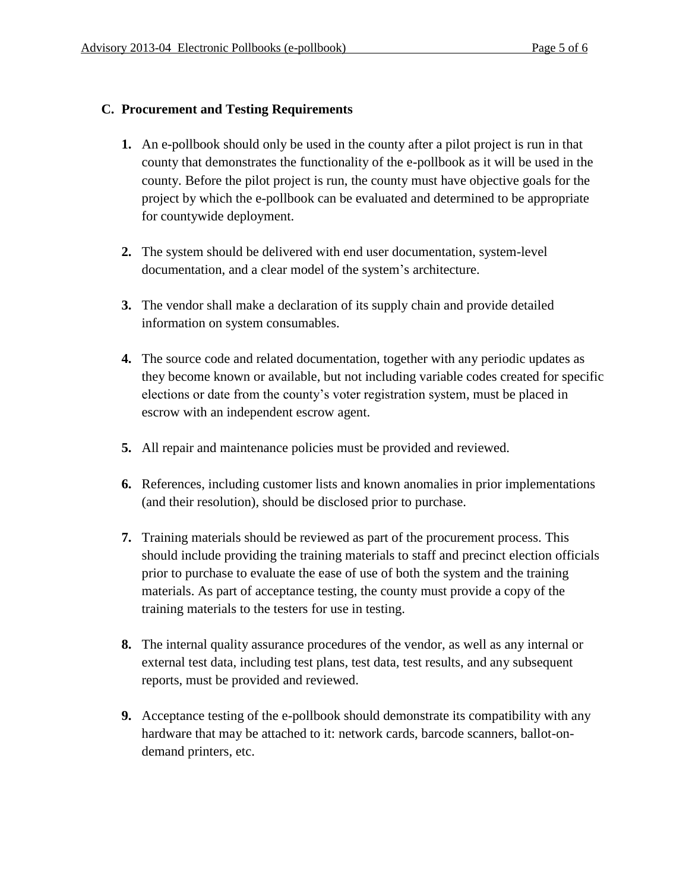### C. Procurement and Testing Requirements

1. An e-pollbook should only be used in the county after a pilot project is run in that county that demonstrates the functionality of the e-pollbook as it will be used in the county. Before the pilot project is run, the county must have objective goals for the project by which the e-pollbook can be evaluated and determined to be appropriate for countywide deployment.

2. The system should be delivered with end user documentation, system-level documentation, and a clear model of the system's architecture.

3. The vendor shall make a declaration of its supply chain and provide detailed information on system consumables.

4. The source code and related documentation, together with any periodic updates as they become known or available, but not including variable codes created for specific elections or date from the county's voter registration system, must be placed in escrow with an independent escrow agent.

5. All repair and maintenance policies must be provided and reviewed.

6. References, including customer lists and known anomalies in prior implementations (and their resolution), should be disclosed prior to purchase.

7. Training materials should be reviewed as part of the procurement process. This should include providing the training materials to staff and precinct election officials prior to purchase to evaluate the ease of use of both the system and the training materials. As part of acceptance testing, the county must provide a copy of the training materials to the testers for use in testing.

8. The internal quality assurance procedures of the vendor, as well as any internal or external test data, including test plans, test data, test results, and any subsequent reports, must be provided and reviewed.

9. Acceptance testing of the e-pollbook should demonstrate its compatibility with any hardware that may be attached to it: network cards, barcode scanners, ballot-on-demand printers, etc.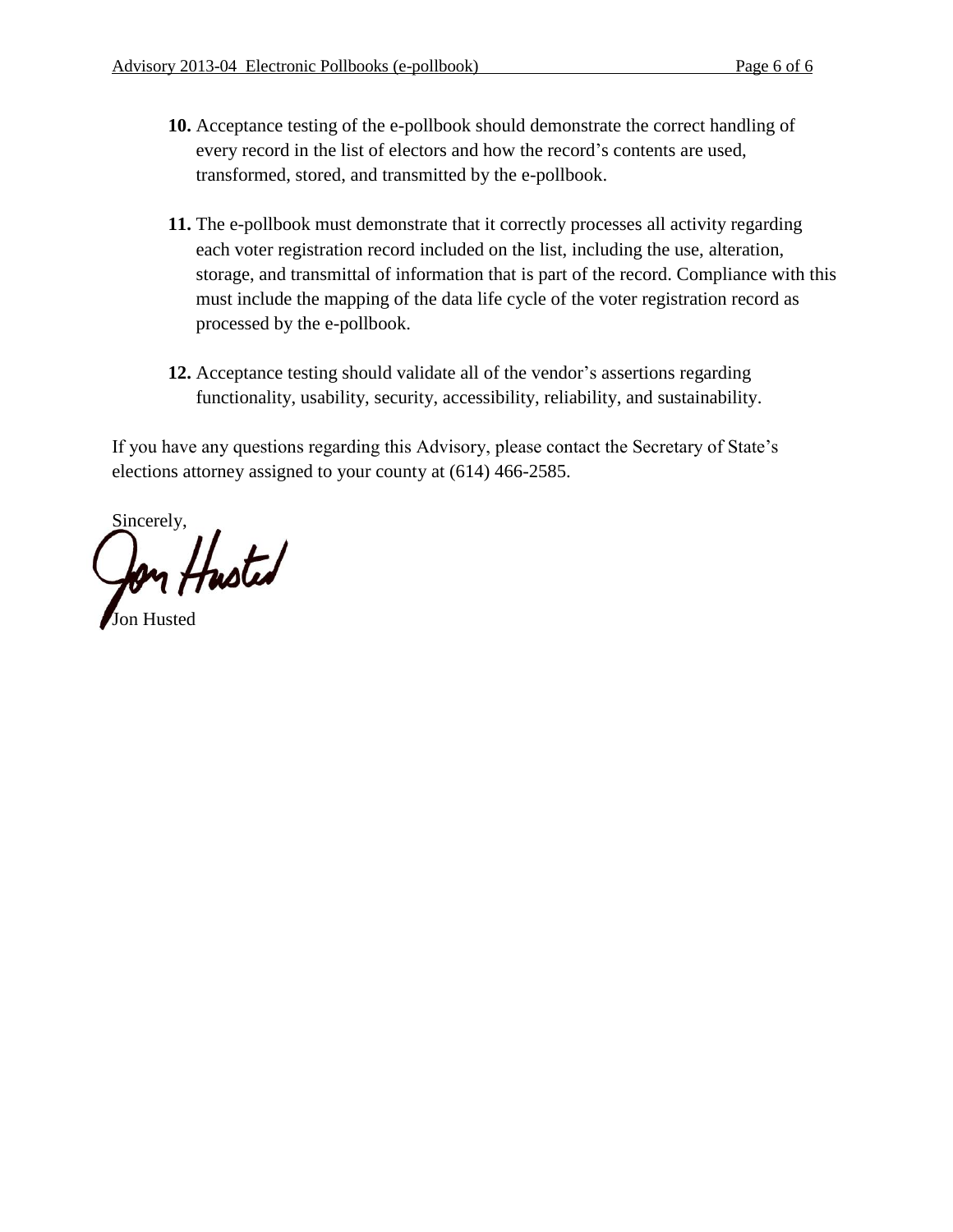**10.** Acceptance testing of the e-pollbook should demonstrate the correct handling of every record in the list of electors and how the record's contents are used, transformed, stored, and transmitted by the e-pollbook.

**11.** The e-pollbook must demonstrate that it correctly processes all activity regarding each voter registration record included on the list, including the use, alteration, storage, and transmittal of information that is part of the record. Compliance with this must include the mapping of the data life cycle of the voter registration record as processed by the e-pollbook.

**12.** Acceptance testing should validate all of the vendor's assertions regarding functionality, usability, security, accessibility, reliability, and sustainability.

If you have any questions regarding this Advisory, please contact the Secretary of State's elections attorney assigned to your county at (614) 466-2585.

Sincerely,

Jon Husted